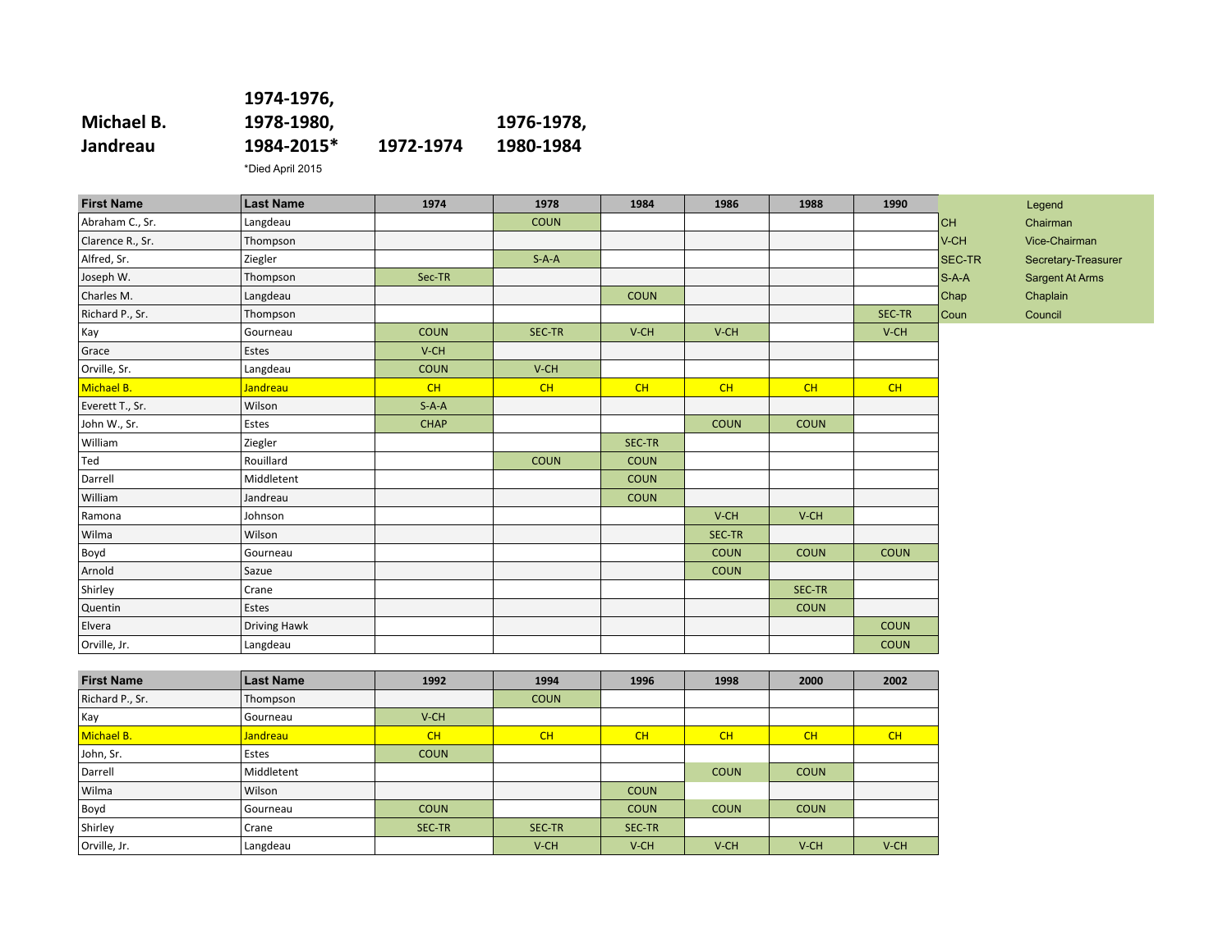| Michael B. Jandreau | 1974-1976, 1978-1980, 1984-2015* | 1972-1974 | 1976-1978, 1980-1984 |
|---|---|---|---|

*Died April 2015

| First Name | Last Name | 1974 | 1978 | 1984 | 1986 | 1988 | 1990 |
|---|---|---|---|---|---|---|---|
| Abraham C., Sr. | Langdeau | | COUN | | | | |
| Clarence R., Sr. | Thompson | | | | | | |
| Alfred, Sr. | Ziegler | | S-A-A | | | | |
| Joseph W. | Thompson | Sec-TR | | | | | |
| Charles M. | Langdeau | | | COUN | | | |
| Richard P., Sr. | Thompson | | | | | | SEC-TR |
| Kay | Gourneau | COUN | SEC-TR | V-CH | V-CH | | V-CH |
| Grace | Estes | V-CH | | | | | |
| Orville, Sr. | Langdeau | COUN | V-CH | | | | |
| Michael B. | Jandreau | CH | CH | CH | CH | CH | CH |
| Everett T., Sr. | Wilson | S-A-A | | | | | |
| John W., Sr. | Estes | CHAP | | | COUN | COUN | |
| William | Ziegler | | | SEC-TR | | | |
| Ted | Rouillard | | COUN | COUN | | | |
| Darrell | Middletent | | | COUN | | | |
| William | Jandreau | | | COUN | | | |
| Ramona | Johnson | | | | V-CH | V-CH | |
| Wilma | Wilson | | | | SEC-TR | | |
| Boyd | Gourneau | | | | COUN | COUN | COUN |
| Arnold | Sazue | | | | COUN | | |
| Shirley | Crane | | | | | SEC-TR | |
| Quentin | Estes | | | | | COUN | |
| Elvera | Driving Hawk | | | | | | COUN |
| Orville, Jr. | Langdeau | | | | | | COUN |

| Legend | |
|---|---|
| CH | Chairman |
| V-CH | Vice-Chairman |
| SEC-TR | Secretary-Treasurer |
| S-A-A | Sargent At Arms |
| Chap | Chaplain |
| Coun | Council |

| First Name | Last Name | 1992 | 1994 | 1996 | 1998 | 2000 | 2002 |
|---|---|---|---|---|---|---|---|
| Richard P., Sr. | Thompson | | COUN | | | | |
| Kay | Gourneau | V-CH | | | | | |
| Michael B. | Jandreau | CH | CH | CH | CH | CH | CH |
| John, Sr. | Estes | COUN | | | | | |
| Darrell | Middletent | | | | COUN | COUN | |
| Wilma | Wilson | | | COUN | | | |
| Boyd | Gourneau | COUN | | COUN | COUN | COUN | |
| Shirley | Crane | SEC-TR | SEC-TR | SEC-TR | | | |
| Orville, Jr. | Langdeau | | V-CH | V-CH | V-CH | V-CH | V-CH |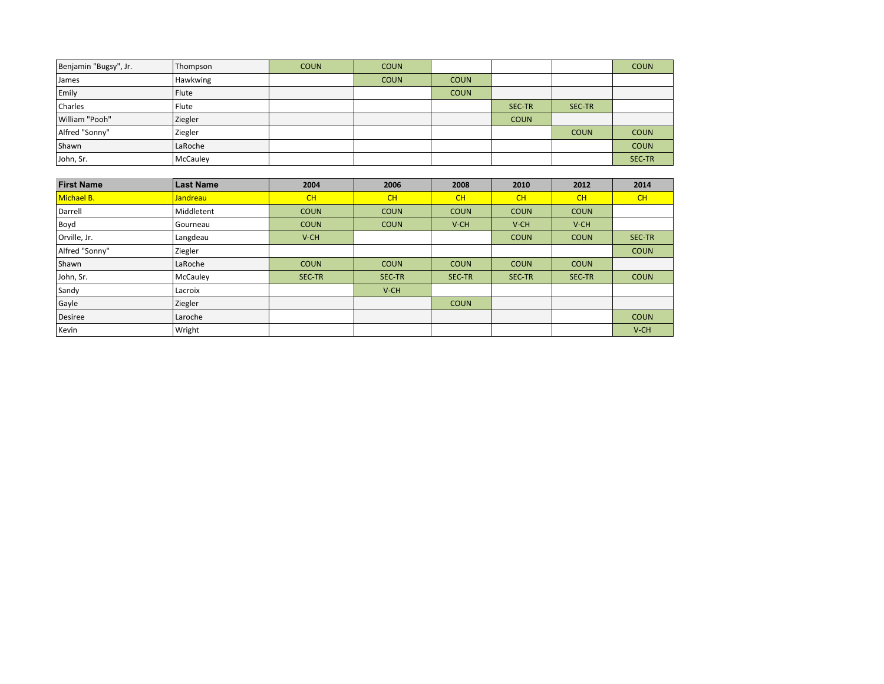| | | | | | | | |
|---|---|---|---|---|---|---|---|
| Benjamin "Bugsy", Jr. | Thompson | COUN | COUN | | | | COUN |
| James | Hawkwing | | COUN | COUN | | | |
| Emily | Flute | | | COUN | | | |
| Charles | Flute | | | | SEC-TR | SEC-TR | |
| William "Pooh" | Ziegler | | | | COUN | | |
| Alfred "Sonny" | Ziegler | | | | | COUN | COUN |
| Shawn | LaRoche | | | | | | COUN |
| John, Sr. | McCauley | | | | | | SEC-TR |

| First Name | Last Name | 2004 | 2006 | 2008 | 2010 | 2012 | 2014 |
|---|---|---|---|---|---|---|---|
| Michael B. | Jandreau | CH | CH | CH | CH | CH | CH |
| Darrell | Middletent | COUN | COUN | COUN | COUN | COUN | |
| Boyd | Gourneau | COUN | COUN | V-CH | V-CH | V-CH | |
| Orville, Jr. | Langdeau | V-CH | | | COUN | COUN | SEC-TR |
| Alfred "Sonny" | Ziegler | | | | | | COUN |
| Shawn | LaRoche | COUN | COUN | COUN | COUN | COUN | |
| John, Sr. | McCauley | SEC-TR | SEC-TR | SEC-TR | SEC-TR | SEC-TR | COUN |
| Sandy | Lacroix | | V-CH | | | | |
| Gayle | Ziegler | | | COUN | | | |
| Desiree | Laroche | | | | | | COUN |
| Kevin | Wright | | | | | | V-CH |